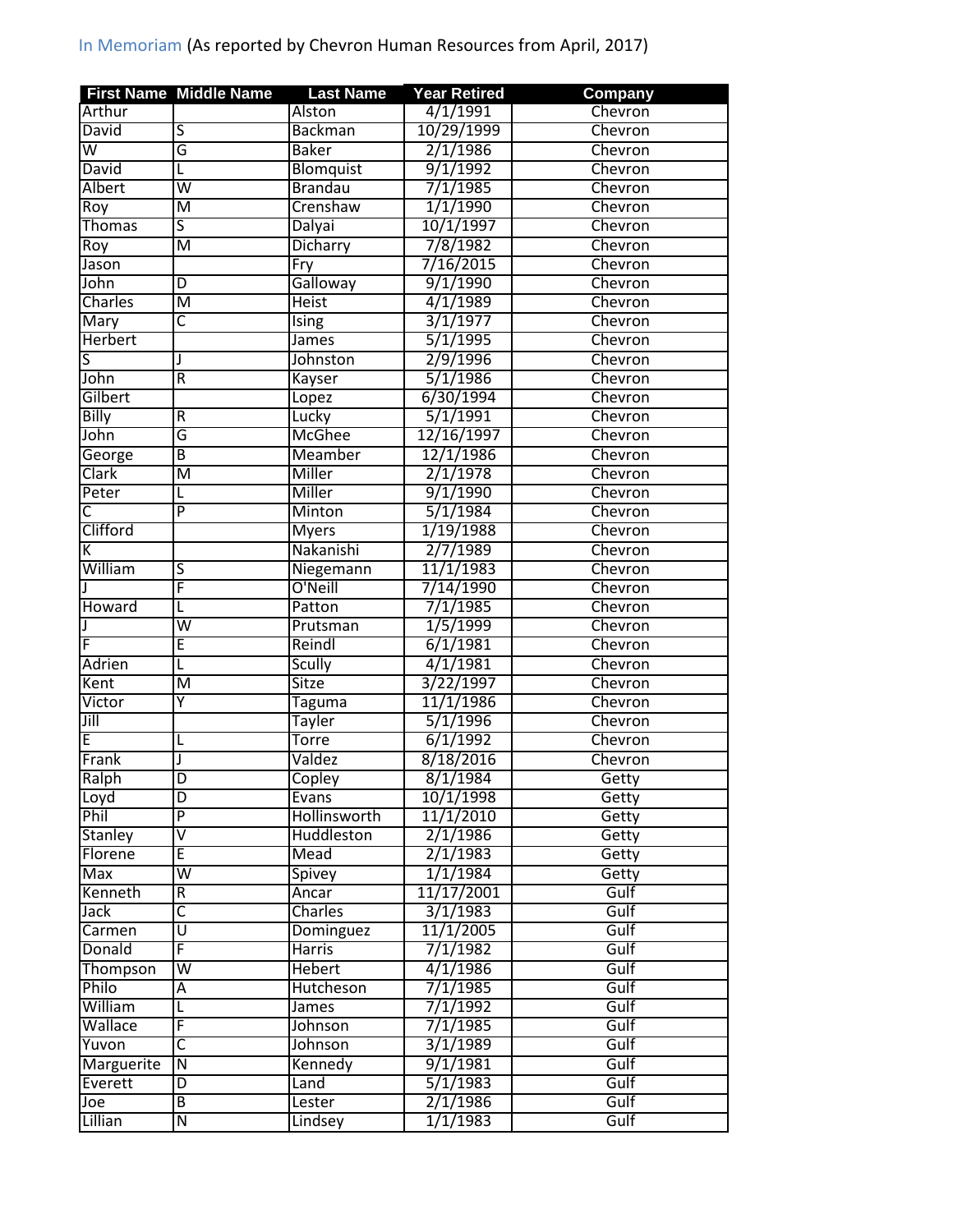In Memoriam (As reported by Chevron Human Resources from April, 2017)

| First Name | Middle Name | Last Name | Year Retired | Company |
|---|---|---|---|---|
| Arthur | | Alston | 4/1/1991 | Chevron |
| David | S | Backman | 10/29/1999 | Chevron |
| W | G | Baker | 2/1/1986 | Chevron |
| David | L | Blomquist | 9/1/1992 | Chevron |
| Albert | W | Brandau | 7/1/1985 | Chevron |
| Roy | M | Crenshaw | 1/1/1990 | Chevron |
| Thomas | S | Dalyai | 10/1/1997 | Chevron |
| Roy | M | Dicharry | 7/8/1982 | Chevron |
| Jason | | Fry | 7/16/2015 | Chevron |
| John | D | Galloway | 9/1/1990 | Chevron |
| Charles | M | Heist | 4/1/1989 | Chevron |
| Mary | C | Ising | 3/1/1977 | Chevron |
| Herbert | | James | 5/1/1995 | Chevron |
| S | J | Johnston | 2/9/1996 | Chevron |
| John | R | Kayser | 5/1/1986 | Chevron |
| Gilbert | | Lopez | 6/30/1994 | Chevron |
| Billy | R | Lucky | 5/1/1991 | Chevron |
| John | G | McGhee | 12/16/1997 | Chevron |
| George | B | Meamber | 12/1/1986 | Chevron |
| Clark | M | Miller | 2/1/1978 | Chevron |
| Peter | L | Miller | 9/1/1990 | Chevron |
| C | P | Minton | 5/1/1984 | Chevron |
| Clifford | | Myers | 1/19/1988 | Chevron |
| K | | Nakanishi | 2/7/1989 | Chevron |
| William | S | Niegemann | 11/1/1983 | Chevron |
| J | F | O'Neill | 7/14/1990 | Chevron |
| Howard | L | Patton | 7/1/1985 | Chevron |
| J | W | Prutsman | 1/5/1999 | Chevron |
| F | E | Reindl | 6/1/1981 | Chevron |
| Adrien | L | Scully | 4/1/1981 | Chevron |
| Kent | M | Sitze | 3/22/1997 | Chevron |
| Victor | Y | Taguma | 11/1/1986 | Chevron |
| Jill | | Tayler | 5/1/1996 | Chevron |
| E | L | Torre | 6/1/1992 | Chevron |
| Frank | J | Valdez | 8/18/2016 | Chevron |
| Ralph | D | Copley | 8/1/1984 | Getty |
| Loyd | D | Evans | 10/1/1998 | Getty |
| Phil | P | Hollinsworth | 11/1/2010 | Getty |
| Stanley | V | Huddleston | 2/1/1986 | Getty |
| Florene | E | Mead | 2/1/1983 | Getty |
| Max | W | Spivey | 1/1/1984 | Getty |
| Kenneth | R | Ancar | 11/17/2001 | Gulf |
| Jack | C | Charles | 3/1/1983 | Gulf |
| Carmen | U | Dominguez | 11/1/2005 | Gulf |
| Donald | F | Harris | 7/1/1982 | Gulf |
| Thompson | W | Hebert | 4/1/1986 | Gulf |
| Philo | A | Hutcheson | 7/1/1985 | Gulf |
| William | L | James | 7/1/1992 | Gulf |
| Wallace | F | Johnson | 7/1/1985 | Gulf |
| Yuvon | C | Johnson | 3/1/1989 | Gulf |
| Marguerite | N | Kennedy | 9/1/1981 | Gulf |
| Everett | D | Land | 5/1/1983 | Gulf |
| Joe | B | Lester | 2/1/1986 | Gulf |
| Lillian | N | Lindsey | 1/1/1983 | Gulf |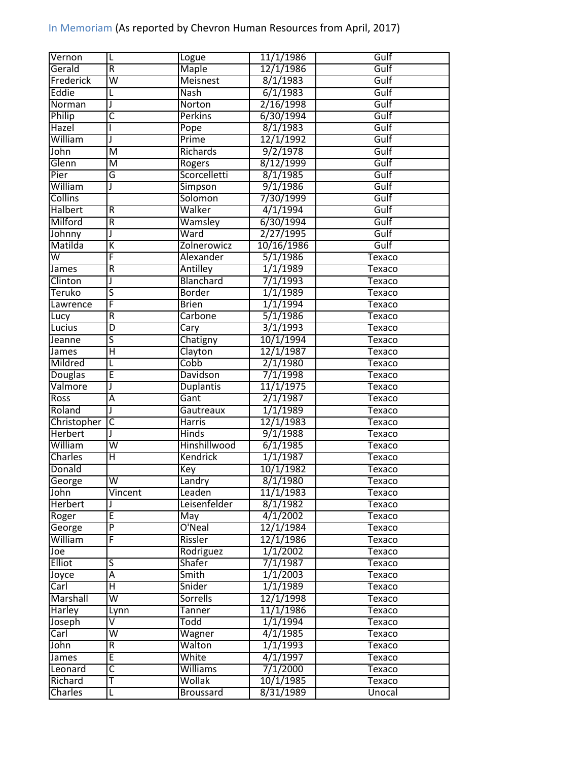In Memoriam (As reported by Chevron Human Resources from April, 2017)

| | | | | |
|---|---|---|---|---|
| Vernon | L | Logue | 11/1/1986 | Gulf |
| Gerald | R | Maple | 12/1/1986 | Gulf |
| Frederick | W | Meisnest | 8/1/1983 | Gulf |
| Eddie | L | Nash | 6/1/1983 | Gulf |
| Norman | J | Norton | 2/16/1998 | Gulf |
| Philip | C | Perkins | 6/30/1994 | Gulf |
| Hazel | I | Pope | 8/1/1983 | Gulf |
| William | J | Prime | 12/1/1992 | Gulf |
| John | M | Richards | 9/2/1978 | Gulf |
| Glenn | M | Rogers | 8/12/1999 | Gulf |
| Pier | G | Scorcelletti | 8/1/1985 | Gulf |
| William | J | Simpson | 9/1/1986 | Gulf |
| Collins | | Solomon | 7/30/1999 | Gulf |
| Halbert | R | Walker | 4/1/1994 | Gulf |
| Milford | R | Wamsley | 6/30/1994 | Gulf |
| Johnny | J | Ward | 2/27/1995 | Gulf |
| Matilda | K | Zolnerowicz | 10/16/1986 | Gulf |
| W | F | Alexander | 5/1/1986 | Texaco |
| James | R | Antilley | 1/1/1989 | Texaco |
| Clinton | J | Blanchard | 7/1/1993 | Texaco |
| Teruko | S | Border | 1/1/1989 | Texaco |
| Lawrence | F | Brien | 1/1/1994 | Texaco |
| Lucy | R | Carbone | 5/1/1986 | Texaco |
| Lucius | D | Cary | 3/1/1993 | Texaco |
| Jeanne | S | Chatigny | 10/1/1994 | Texaco |
| James | H | Clayton | 12/1/1987 | Texaco |
| Mildred | L | Cobb | 2/1/1980 | Texaco |
| Douglas | E | Davidson | 7/1/1998 | Texaco |
| Valmore | J | Duplantis | 11/1/1975 | Texaco |
| Ross | A | Gant | 2/1/1987 | Texaco |
| Roland | J | Gautreaux | 1/1/1989 | Texaco |
| Christopher | C | Harris | 12/1/1983 | Texaco |
| Herbert | J | Hinds | 9/1/1988 | Texaco |
| William | W | Hinshillwood | 6/1/1985 | Texaco |
| Charles | H | Kendrick | 1/1/1987 | Texaco |
| Donald | | Key | 10/1/1982 | Texaco |
| George | W | Landry | 8/1/1980 | Texaco |
| John | Vincent | Leaden | 11/1/1983 | Texaco |
| Herbert | J | Leisenfelder | 8/1/1982 | Texaco |
| Roger | E | May | 4/1/2002 | Texaco |
| George | P | O'Neal | 12/1/1984 | Texaco |
| William | F | Rissler | 12/1/1986 | Texaco |
| Joe | | Rodriguez | 1/1/2002 | Texaco |
| Elliot | S | Shafer | 7/1/1987 | Texaco |
| Joyce | A | Smith | 1/1/2003 | Texaco |
| Carl | H | Snider | 1/1/1989 | Texaco |
| Marshall | W | Sorrells | 12/1/1998 | Texaco |
| Harley | Lynn | Tanner | 11/1/1986 | Texaco |
| Joseph | V | Todd | 1/1/1994 | Texaco |
| Carl | W | Wagner | 4/1/1985 | Texaco |
| John | R | Walton | 1/1/1993 | Texaco |
| James | E | White | 4/1/1997 | Texaco |
| Leonard | C | Williams | 7/1/2000 | Texaco |
| Richard | T | Wollak | 10/1/1985 | Texaco |
| Charles | L | Broussard | 8/31/1989 | Unocal |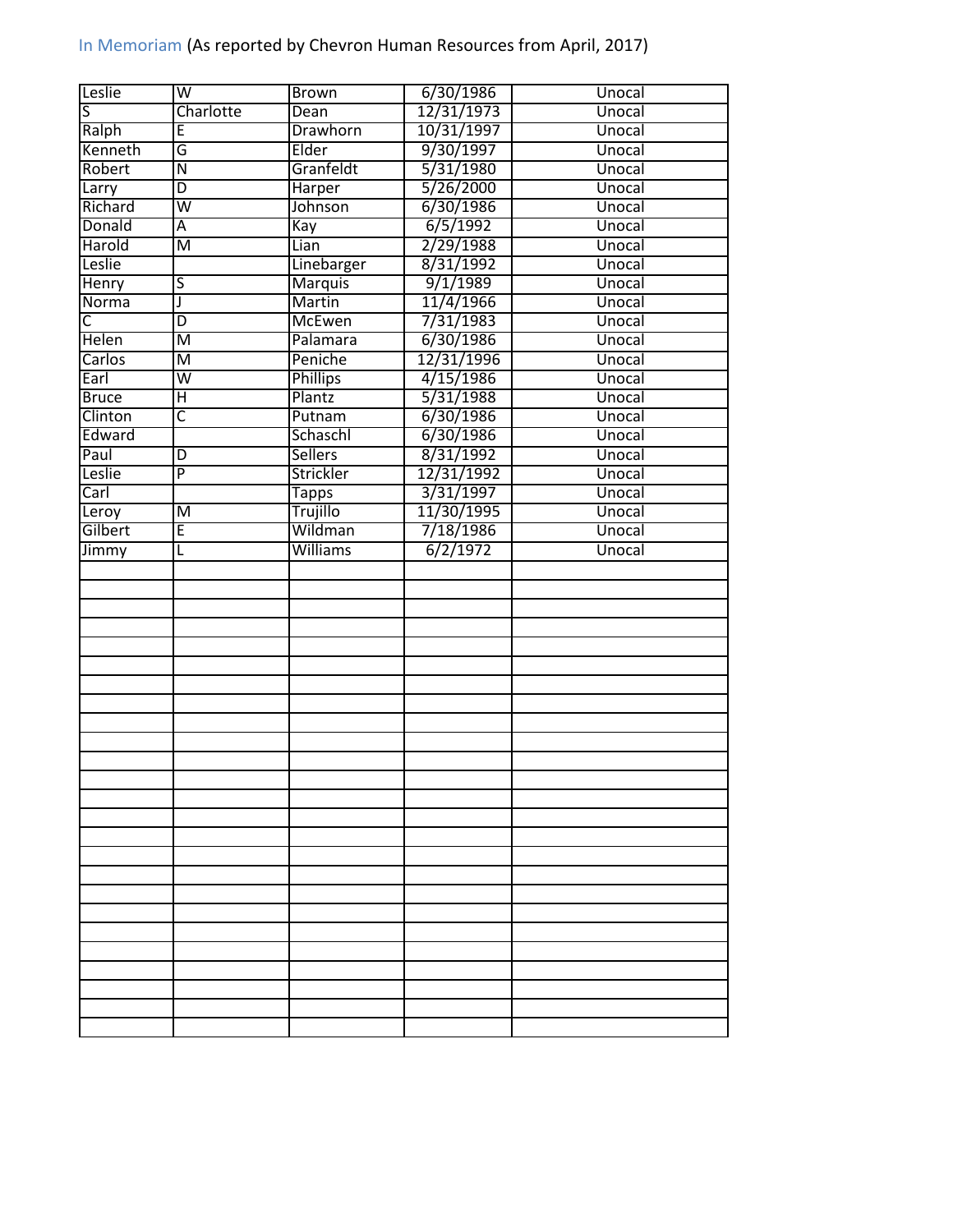In Memoriam (As reported by Chevron Human Resources from April, 2017)

| | | | | |
|---|---|---|---|---|
| Leslie | W | Brown | 6/30/1986 | Unocal |
| S | Charlotte | Dean | 12/31/1973 | Unocal |
| Ralph | E | Drawhorn | 10/31/1997 | Unocal |
| Kenneth | G | Elder | 9/30/1997 | Unocal |
| Robert | N | Granfeldt | 5/31/1980 | Unocal |
| Larry | D | Harper | 5/26/2000 | Unocal |
| Richard | W | Johnson | 6/30/1986 | Unocal |
| Donald | A | Kay | 6/5/1992 | Unocal |
| Harold | M | Lian | 2/29/1988 | Unocal |
| Leslie | | Linebarger | 8/31/1992 | Unocal |
| Henry | S | Marquis | 9/1/1989 | Unocal |
| Norma | J | Martin | 11/4/1966 | Unocal |
| C | D | McEwen | 7/31/1983 | Unocal |
| Helen | M | Palamara | 6/30/1986 | Unocal |
| Carlos | M | Peniche | 12/31/1996 | Unocal |
| Earl | W | Phillips | 4/15/1986 | Unocal |
| Bruce | H | Plantz | 5/31/1988 | Unocal |
| Clinton | C | Putnam | 6/30/1986 | Unocal |
| Edward | | Schaschl | 6/30/1986 | Unocal |
| Paul | D | Sellers | 8/31/1992 | Unocal |
| Leslie | P | Strickler | 12/31/1992 | Unocal |
| Carl | | Tapps | 3/31/1997 | Unocal |
| Leroy | M | Trujillo | 11/30/1995 | Unocal |
| Gilbert | E | Wildman | 7/18/1986 | Unocal |
| Jimmy | L | Williams | 6/2/1972 | Unocal |